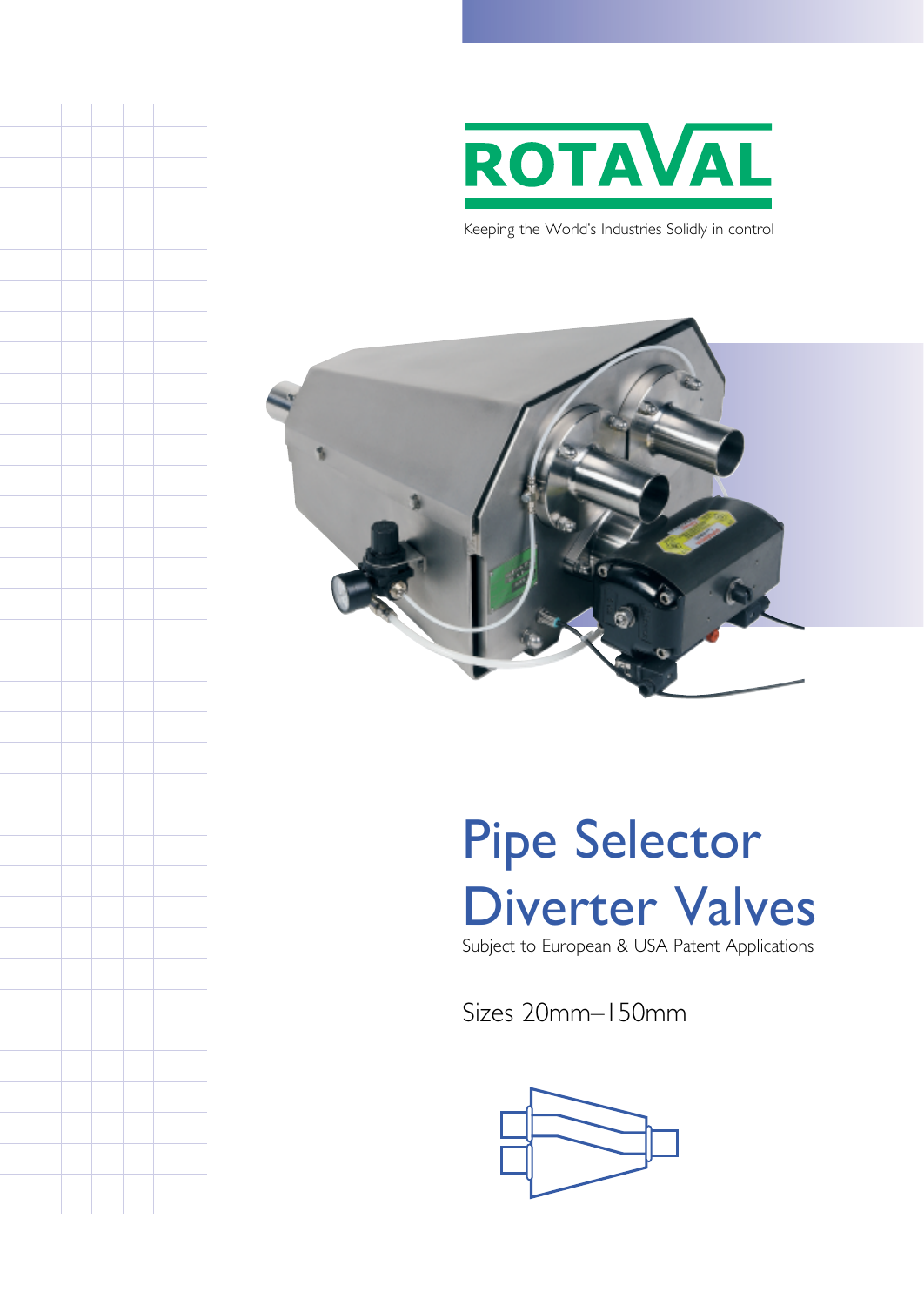ROTAVAL

Keeping the World's Industries Solidly in control

# Pipe Selector Diverter Valves

Subject to European & USA Patent Applications

Sizes 20mm–150mm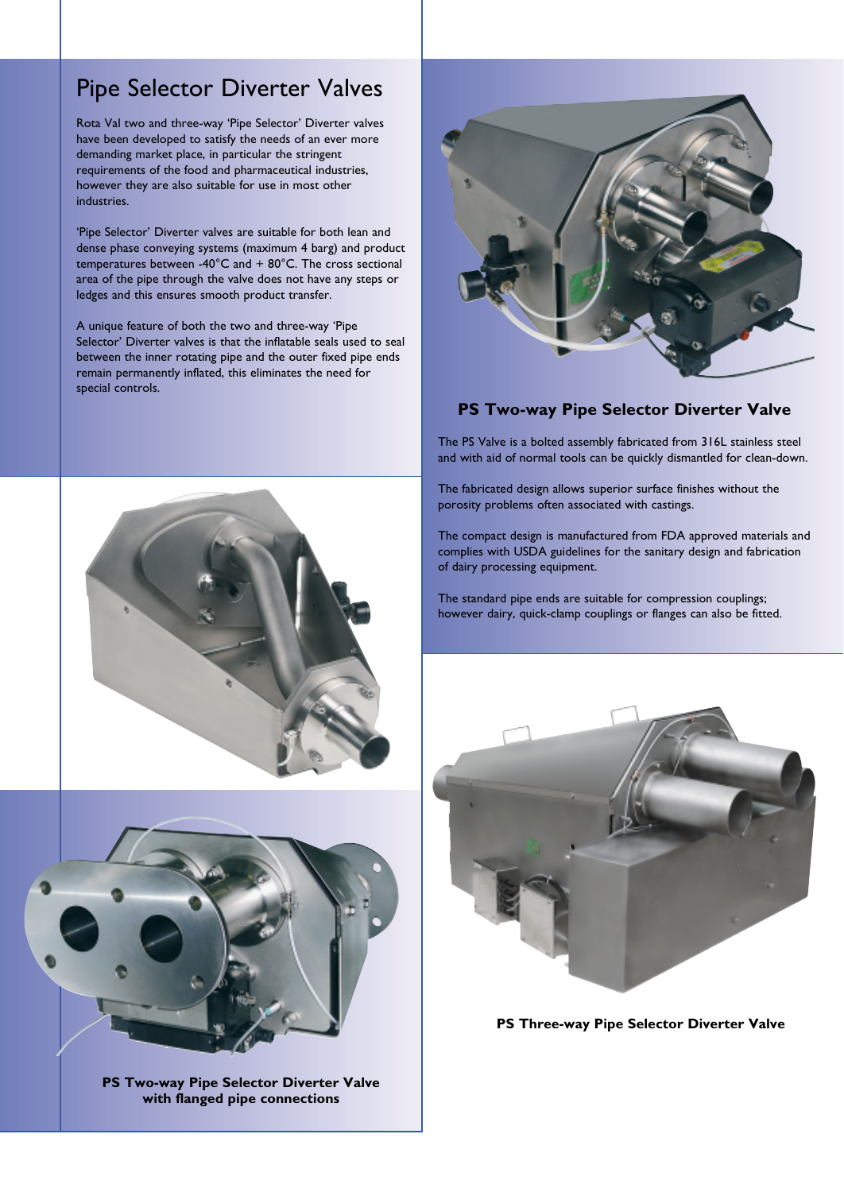# Pipe Selector Diverter Valves

Rota Val two and three-way 'Pipe Selector' Diverter valves have been developed to satisfy the needs of an ever more demanding market place, in particular the stringent requirements of the food and pharmaceutical industries, however they are also suitable for use in most other industries.

'Pipe Selector' Diverter valves are suitable for both lean and dense phase conveying systems (maximum 4 barg) and product temperatures between -40°C and + 80°C. The cross sectional area of the pipe through the valve does not have any steps or ledges and this ensures smooth product transfer.

A unique feature of both the two and three-way 'Pipe Selector' Diverter valves is that the inflatable seals used to seal between the inner rotating pipe and the outer fixed pipe ends remain permanently inflated, this eliminates the need for special controls.

## PS Two-way Pipe Selector Diverter Valve

The PS Valve is a bolted assembly fabricated from 316L stainless steel and with aid of normal tools can be quickly dismantled for clean-down.

The fabricated design allows superior surface finishes without the porosity problems often associated with castings.

The compact design is manufactured from FDA approved materials and complies with USDA guidelines for the sanitary design and fabrication of dairy processing equipment.

The standard pipe ends are suitable for compression couplings; however dairy, quick-clamp couplings or flanges can also be fitted.

**PS Two-way Pipe Selector Diverter Valve with flanged pipe connections**

**PS Three-way Pipe Selector Diverter Valve**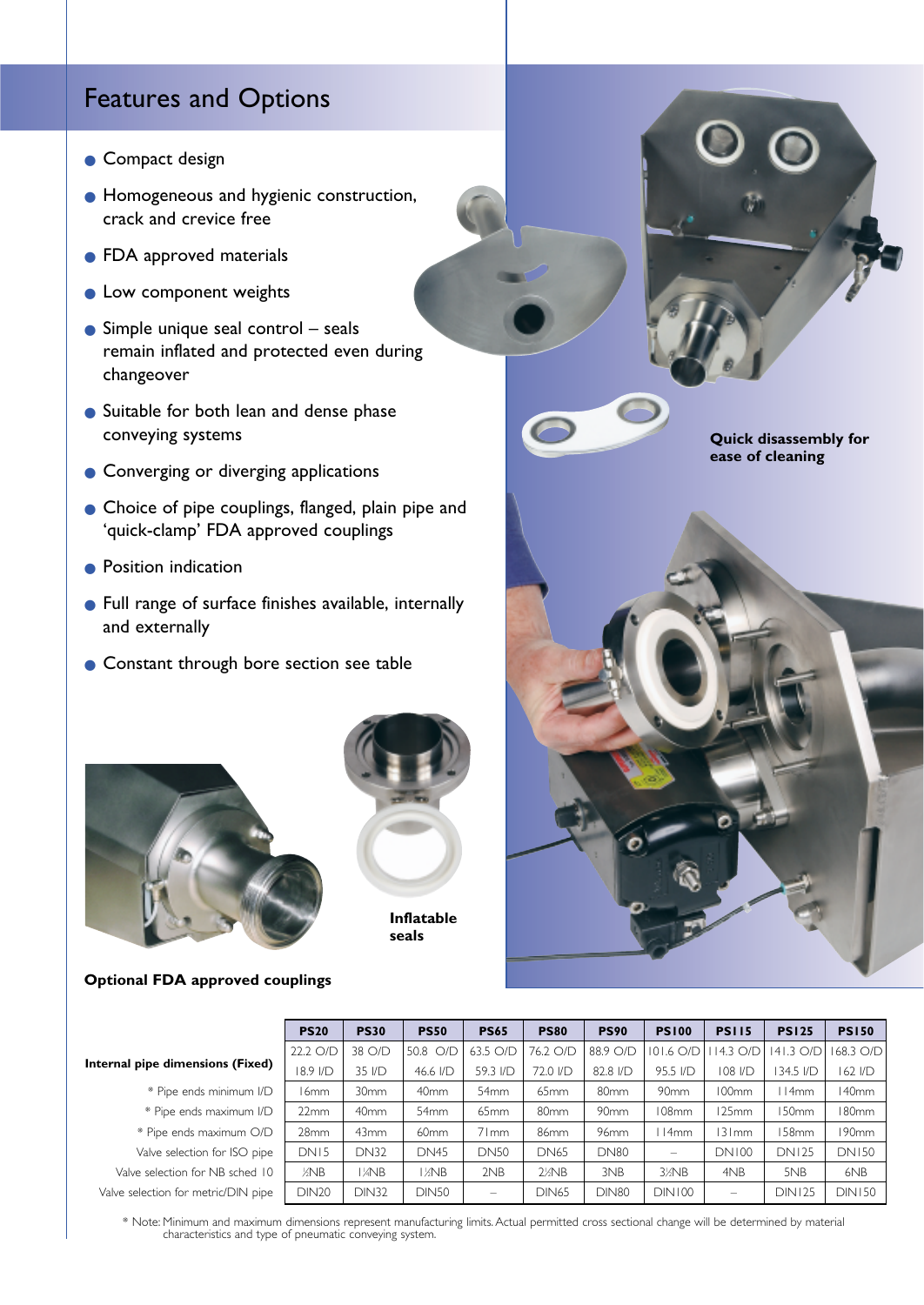## Features and Options

- Compact design
- Homogeneous and hygienic construction, crack and crevice free
- FDA approved materials
- Low component weights
- Simple unique seal control – seals remain inflated and protected even during changeover
- Suitable for both lean and dense phase conveying systems
- Converging or diverging applications
- Choice of pipe couplings, flanged, plain pipe and 'quick-clamp' FDA approved couplings
- Position indication
- Full range of surface finishes available, internally and externally
- Constant through bore section see table

**Quick disassembly for ease of cleaning**

**Inflatable seals**

**Optional FDA approved couplings**

| | PS20 | PS30 | PS50 | PS65 | PS80 | PS90 | PS100 | PS115 | PS125 | PS150 |
|---|---|---|---|---|---|---|---|---|---|---|
| **Internal pipe dimensions (Fixed)** | 22.2 O/D | 38 O/D | 50.8 O/D | 63.5 O/D | 76.2 O/D | 88.9 O/D | 101.6 O/D | 114.3 O/D | 141.3 O/D | 168.3 O/D |
| | 18.9 I/D | 35 I/D | 46.6 I/D | 59.3 I/D | 72.0 I/D | 82.8 I/D | 95.5 I/D | 108 I/D | 134.5 I/D | 162 I/D |
| * Pipe ends minimum I/D | 16mm | 30mm | 40mm | 54mm | 65mm | 80mm | 90mm | 100mm | 114mm | 140mm |
| * Pipe ends maximum I/D | 22mm | 40mm | 54mm | 65mm | 80mm | 90mm | 108mm | 125mm | 150mm | 180mm |
| * Pipe ends maximum O/D | 28mm | 43mm | 60mm | 71mm | 86mm | 96mm | 114mm | 131mm | 158mm | 190mm |
| Valve selection for ISO pipe | DN15 | DN32 | DN45 | DN50 | DN65 | DN80 | – | DN100 | DN125 | DN150 |
| Valve selection for NB sched 10 | ½NB | 1¼NB | 1½NB | 2NB | 2½NB | 3NB | 3½NB | 4NB | 5NB | 6NB |
| Valve selection for metric/DIN pipe | DIN20 | DIN32 | DIN50 | – | DIN65 | DIN80 | DIN100 | – | DIN125 | DIN150 |

* Note: Minimum and maximum dimensions represent manufacturing limits. Actual permitted cross sectional change will be determined by material characteristics and type of pneumatic conveying system.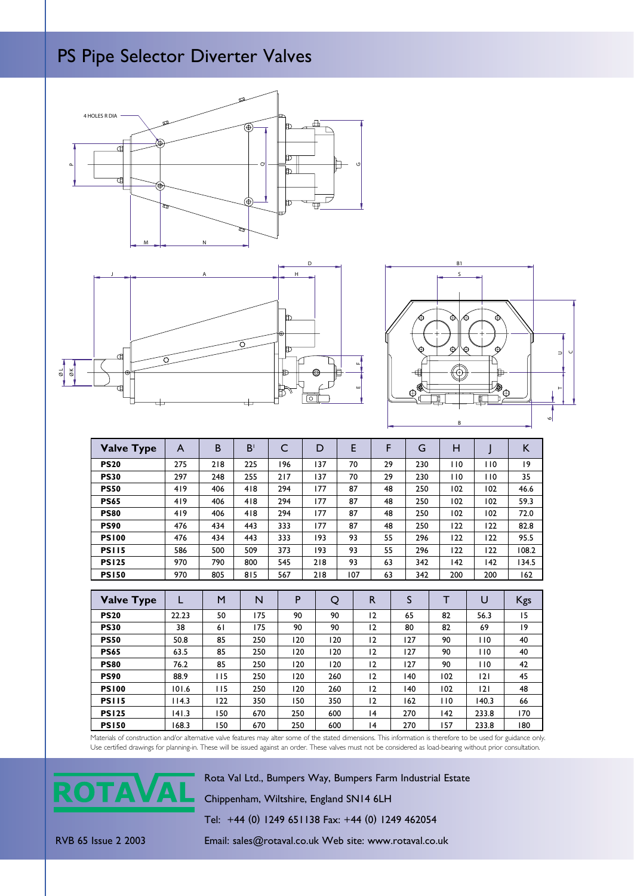# PS Pipe Selector Diverter Valves

4 HOLES R DIA

P Q G M N

J A D H B1 S

ØL ØK F E U C T 6 B

| Valve Type | A | B | B[1] | C | D | E | F | G | H | J | K |
|---|---|---|---|---|---|---|---|---|---|---|---|
| **PS20** | 275 | 218 | 225 | 196 | 137 | 70 | 29 | 230 | 110 | 110 | 19 |
| **PS30** | 297 | 248 | 255 | 217 | 137 | 70 | 29 | 230 | 110 | 110 | 35 |
| **PS50** | 419 | 406 | 418 | 294 | 177 | 87 | 48 | 250 | 102 | 102 | 46.6 |
| **PS65** | 419 | 406 | 418 | 294 | 177 | 87 | 48 | 250 | 102 | 102 | 59.3 |
| **PS80** | 419 | 406 | 418 | 294 | 177 | 87 | 48 | 250 | 102 | 102 | 72.0 |
| **PS90** | 476 | 434 | 443 | 333 | 177 | 87 | 48 | 250 | 122 | 122 | 82.8 |
| **PS100** | 476 | 434 | 443 | 333 | 193 | 93 | 55 | 296 | 122 | 122 | 95.5 |
| **PS115** | 586 | 500 | 509 | 373 | 193 | 93 | 55 | 296 | 122 | 122 | 108.2 |
| **PS125** | 970 | 790 | 800 | 545 | 218 | 93 | 63 | 342 | 142 | 142 | 134.5 |
| **PS150** | 970 | 805 | 815 | 567 | 218 | 107 | 63 | 342 | 200 | 200 | 162 |

| Valve Type | L | M | N | P | Q | R | S | T | U | Kgs |
|---|---|---|---|---|---|---|---|---|---|---|
| **PS20** | 22.23 | 50 | 175 | 90 | 90 | 12 | 65 | 82 | 56.3 | 15 |
| **PS30** | 38 | 61 | 175 | 90 | 90 | 12 | 80 | 82 | 69 | 19 |
| **PS50** | 50.8 | 85 | 250 | 120 | 120 | 12 | 127 | 90 | 110 | 40 |
| **PS65** | 63.5 | 85 | 250 | 120 | 120 | 12 | 127 | 90 | 110 | 40 |
| **PS80** | 76.2 | 85 | 250 | 120 | 120 | 12 | 127 | 90 | 110 | 42 |
| **PS90** | 88.9 | 115 | 250 | 120 | 260 | 12 | 140 | 102 | 121 | 45 |
| **PS100** | 101.6 | 115 | 250 | 120 | 260 | 12 | 140 | 102 | 121 | 48 |
| **PS115** | 114.3 | 122 | 350 | 150 | 350 | 12 | 162 | 110 | 140.3 | 66 |
| **PS125** | 141.3 | 150 | 670 | 250 | 600 | 14 | 270 | 142 | 233.8 | 170 |
| **PS150** | 168.3 | 150 | 670 | 250 | 600 | 14 | 270 | 157 | 233.8 | 180 |

Materials of construction and/or alternative valve features may alter some of the stated dimensions. This information is therefore to be used for guidance only. Use certified drawings for planning-in. These will be issued against an order. These valves must not be considered as load-bearing without prior consultation.

ROTAVAL

Rota Val Ltd., Bumpers Way, Bumpers Farm Industrial Estate
Chippenham, Wiltshire, England SN14 6LH
Tel: +44 (0) 1249 651138 Fax: +44 (0) 1249 462054
Email: sales@rotaval.co.uk Web site: www.rotaval.co.uk

RVB 65 Issue 2 2003